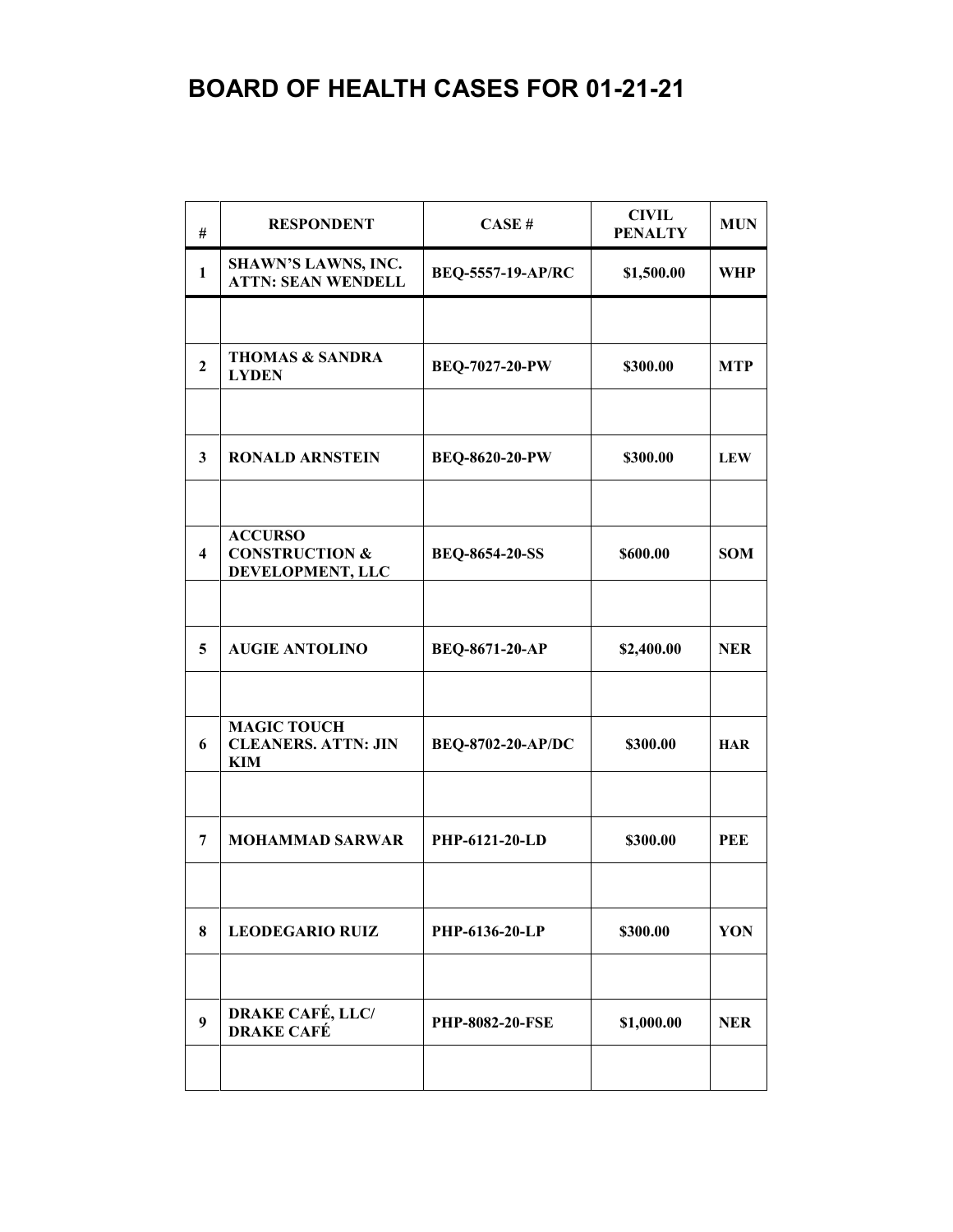# BOARD OF HEALTH CASES FOR 01-21-21

| # | RESPONDENT | CASE # | CIVIL PENALTY | MUN |
|---|---|---|---|---|
| 1 | SHAWN'S LAWNS, INC. ATTN: SEAN WENDELL | BEQ-5557-19-AP/RC | $1,500.00 | WHP |
| | | | | |
| 2 | THOMAS & SANDRA LYDEN | BEQ-7027-20-PW | $300.00 | MTP |
| | | | | |
| 3 | RONALD ARNSTEIN | BEQ-8620-20-PW | $300.00 | LEW |
| | | | | |
| 4 | ACCURSO CONSTRUCTION & DEVELOPMENT, LLC | BEQ-8654-20-SS | $600.00 | SOM |
| | | | | |
| 5 | AUGIE ANTOLINO | BEQ-8671-20-AP | $2,400.00 | NER |
| | | | | |
| 6 | MAGIC TOUCH CLEANERS. ATTN: JIN KIM | BEQ-8702-20-AP/DC | $300.00 | HAR |
| | | | | |
| 7 | MOHAMMAD SARWAR | PHP-6121-20-LD | $300.00 | PEE |
| | | | | |
| 8 | LEODEGARIO RUIZ | PHP-6136-20-LP | $300.00 | YON |
| | | | | |
| 9 | DRAKE CAFÉ, LLC/ DRAKE CAFÉ | PHP-8082-20-FSE | $1,000.00 | NER |
| | | | | |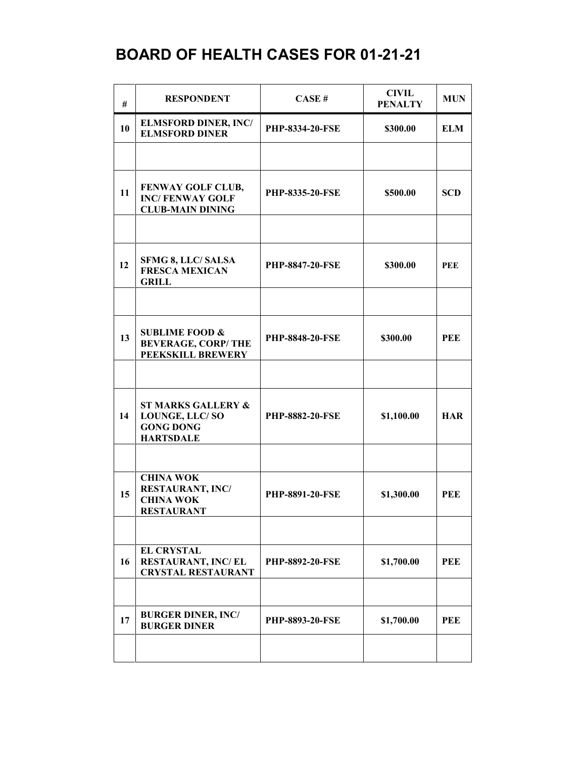# BOARD OF HEALTH CASES FOR 01-21-21

| # | RESPONDENT | CASE # | CIVIL PENALTY | MUN |
|---|---|---|---|---|
| 10 | ELMSFORD DINER, INC/ ELMSFORD DINER | PHP-8334-20-FSE | $300.00 | ELM |
| | | | | |
| 11 | FENWAY GOLF CLUB, INC/ FENWAY GOLF CLUB-MAIN DINING | PHP-8335-20-FSE | $500.00 | SCD |
| | | | | |
| 12 | SFMG 8, LLC/ SALSA FRESCA MEXICAN GRILL | PHP-8847-20-FSE | $300.00 | PEE |
| | | | | |
| 13 | SUBLIME FOOD & BEVERAGE, CORP/ THE PEEKSKILL BREWERY | PHP-8848-20-FSE | $300.00 | PEE |
| | | | | |
| 14 | ST MARKS GALLERY & LOUNGE, LLC/ SO GONG DONG HARTSDALE | PHP-8882-20-FSE | $1,100.00 | HAR |
| | | | | |
| 15 | CHINA WOK RESTAURANT, INC/ CHINA WOK RESTAURANT | PHP-8891-20-FSE | $1,300.00 | PEE |
| | | | | |
| 16 | EL CRYSTAL RESTAURANT, INC/ EL CRYSTAL RESTAURANT | PHP-8892-20-FSE | $1,700.00 | PEE |
| | | | | |
| 17 | BURGER DINER, INC/ BURGER DINER | PHP-8893-20-FSE | $1,700.00 | PEE |
| | | | | |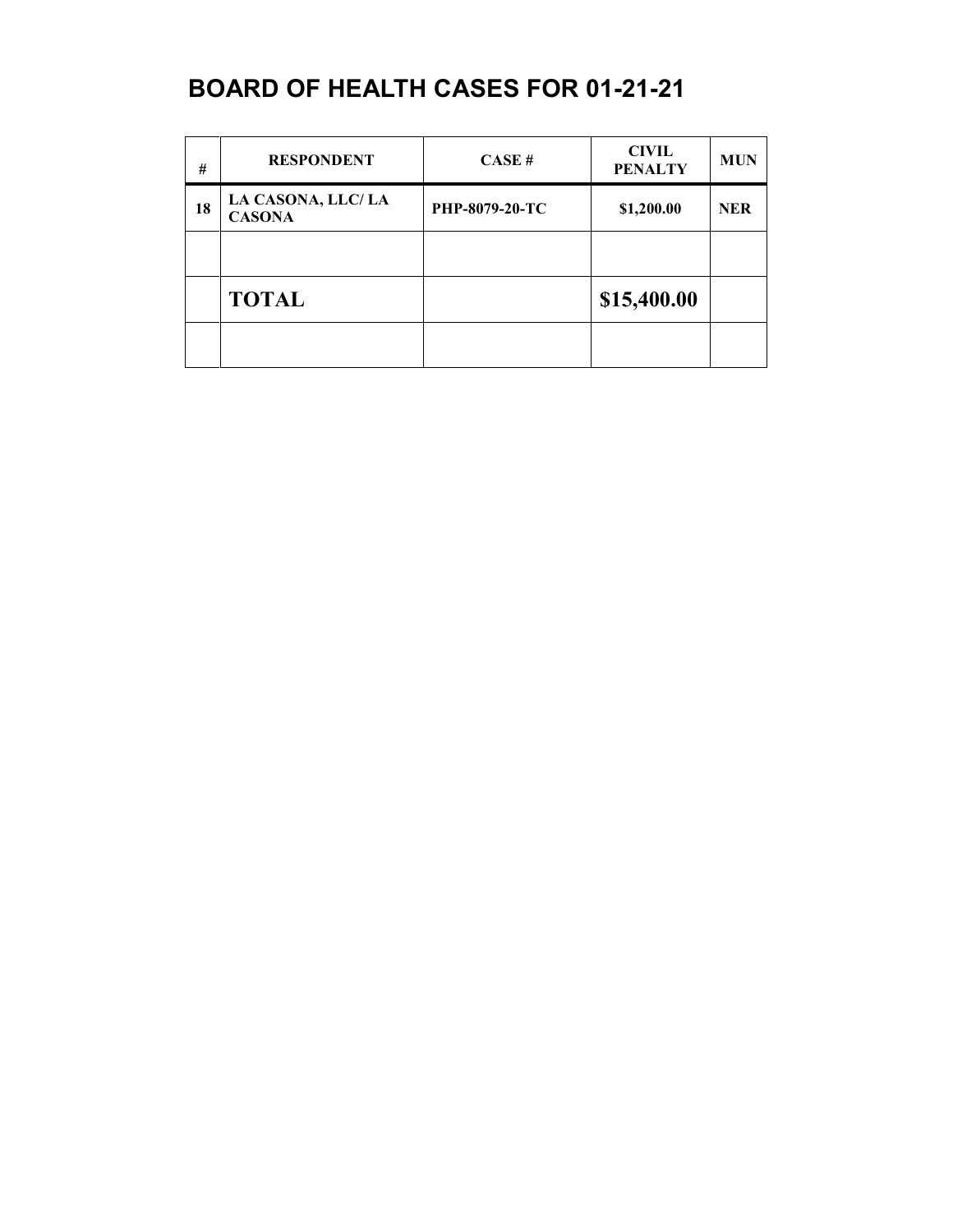## BOARD OF HEALTH CASES FOR 01-21-21

| # | RESPONDENT | CASE # | CIVIL PENALTY | MUN |
|---|---|---|---|---|
| 18 | LA CASONA, LLC/ LA CASONA | PHP-8079-20-TC | $1,200.00 | NER |
| | | | | |
| | **TOTAL** | | **$15,400.00** | |
| | | | | |